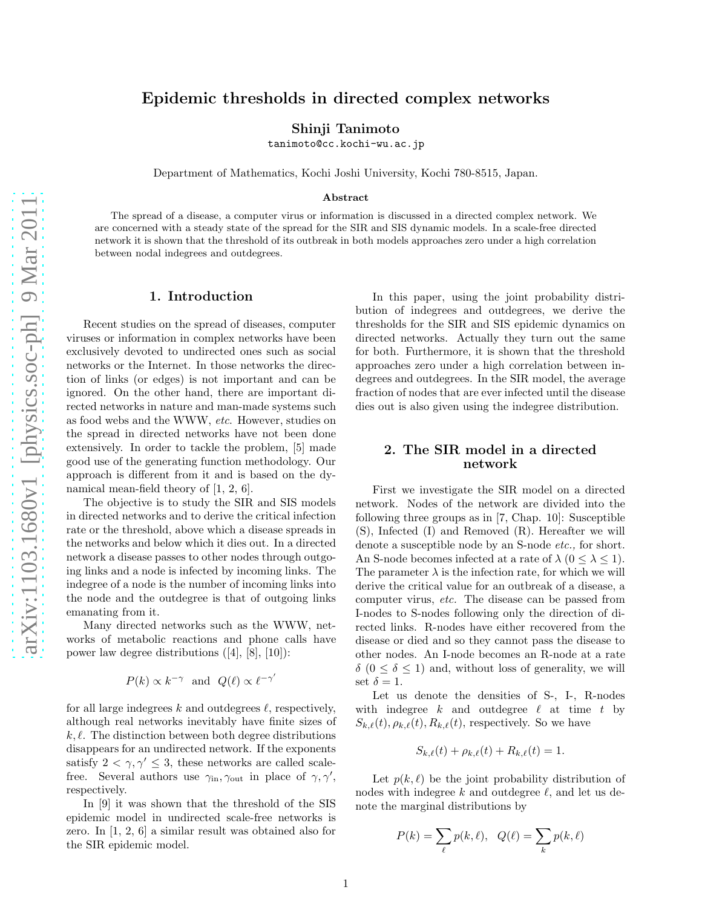# Epidemic thresholds in directed complex networks

**Shinji Tanimoto**

tanimoto@cc.kochi-wu.ac.jp

Department of Mathematics, Kochi Joshi University, Kochi 780-8515, Japan.

### Abstract

The spread of a disease, a computer virus or information is discussed in a directed complex network. We are concerned with a steady state of the spread for the SIR and SIS dynamic models. In a scale-free directed network it is shown that the threshold of its outbreak in both models approaches zero under a high correlation between nodal indegrees and outdegrees.

## 1. Introduction

Recent studies on the spread of diseases, computer viruses or information in complex networks have been exclusively devoted to undirected ones such as social networks or the Internet. In those networks the direction of links (or edges) is not important and can be ignored. On the other hand, there are important directed networks in nature and man-made systems such as food webs and the WWW, *etc.* However, studies on the spread in directed networks have not been done extensively. In order to tackle the problem, [5] made good use of the generating function methodology. Our approach is different from it and is based on the dynamical mean-field theory of [1, 2, 6].

The objective is to study the SIR and SIS models in directed networks and to derive the critical infection rate or the threshold, above which a disease spreads in the networks and below which it dies out. In a directed network a disease passes to other nodes through outgoing links and a node is infected by incoming links. The indegree of a node is the number of incoming links into the node and the outdegree is that of outgoing links emanating from it.

Many directed networks such as the WWW, networks of metabolic reactions and phone calls have power law degree distributions ([4], [8], [10]):

$$P(k) \propto k^{-\gamma} \quad \text{and} \quad Q(\ell) \propto \ell^{-\gamma'}$$

for all large indegrees $k$ and outdegrees $\ell$, respectively, although real networks inevitably have finite sizes of $k, \ell$. The distinction between both degree distributions disappears for an undirected network. If the exponents satisfy $2 < \gamma, \gamma' \leq 3$, these networks are called scale-free. Several authors use $\gamma_{\text{in}}, \gamma_{\text{out}}$ in place of $\gamma, \gamma'$, respectively.

In [9] it was shown that the threshold of the SIS epidemic model in undirected scale-free networks is zero. In [1, 2, 6] a similar result was obtained also for the SIR epidemic model.

In this paper, using the joint probability distribution of indegrees and outdegrees, we derive the thresholds for the SIR and SIS epidemic dynamics on directed networks. Actually they turn out the same for both. Furthermore, it is shown that the threshold approaches zero under a high correlation between indegrees and outdegrees. In the SIR model, the average fraction of nodes that are ever infected until the disease dies out is also given using the indegree distribution.

## 2. The SIR model in a directed network

First we investigate the SIR model on a directed network. Nodes of the network are divided into the following three groups as in [7, Chap. 10]: Susceptible (S), Infected (I) and Removed (R). Hereafter we will denote a susceptible node by an S-node *etc.,* for short. An S-node becomes infected at a rate of $\lambda$ ($0 \leq \lambda \leq 1$). The parameter $\lambda$ is the infection rate, for which we will derive the critical value for an outbreak of a disease, a computer virus, *etc.* The disease can be passed from I-nodes to S-nodes following only the direction of directed links. R-nodes have either recovered from the disease or died and so they cannot pass the disease to other nodes. An I-node becomes an R-node at a rate $\delta$ ($0 \leq \delta \leq 1$) and, without loss of generality, we will set $\delta = 1$.

Let us denote the densities of S-, I-, R-nodes with indegree $k$ and outdegree $\ell$ at time $t$ by $S_{k,\ell}(t), \rho_{k,\ell}(t), R_{k,\ell}(t)$, respectively. So we have

$$S_{k,\ell}(t) + \rho_{k,\ell}(t) + R_{k,\ell}(t) = 1.$$

Let $p(k, \ell)$ be the joint probability distribution of nodes with indegree $k$ and outdegree $\ell$, and let us denote the marginal distributions by

$$P(k) = \sum_{\ell} p(k, \ell), \quad Q(\ell) = \sum_{k} p(k, \ell)$$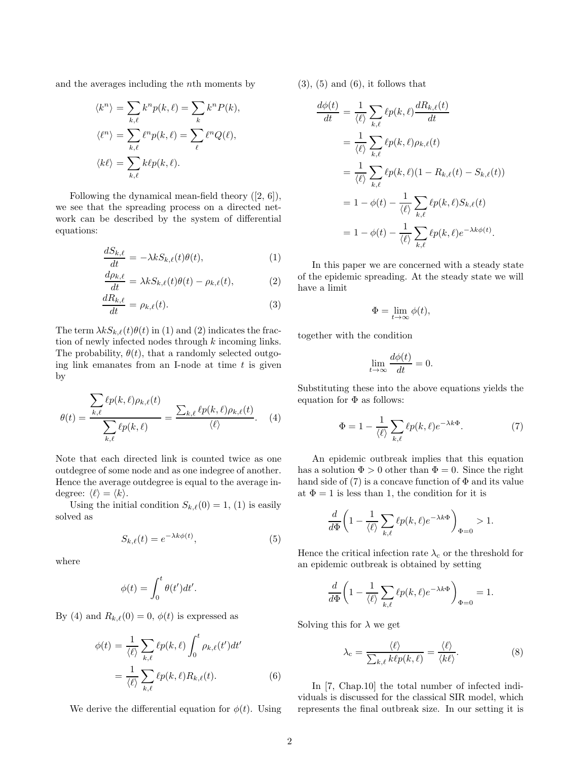and the averages including the $n$th moments by

$$
\begin{aligned}
\langle k^n \rangle &= \sum_{k,\ell} k^n p(k,\ell) = \sum_k k^n P(k), \\
\langle \ell^n \rangle &= \sum_{k,\ell} \ell^n p(k,\ell) = \sum_\ell \ell^n Q(\ell), \\
\langle k\ell \rangle &= \sum_{k,\ell} k\ell p(k,\ell).
\end{aligned}
$$

Following the dynamical mean-field theory ([2, 6]), we see that the spreading process on a directed network can be described by the system of differential equations:

$$
\frac{dS_{k,\ell}}{dt} = -\lambda k S_{k,\ell}(t)\theta(t), \tag{1}
$$

$$
\frac{d\rho_{k,\ell}}{dt} = \lambda k S_{k,\ell}(t)\theta(t) - \rho_{k,\ell}(t), \tag{2}
$$

$$
\frac{dR_{k,\ell}}{dt} = \rho_{k,\ell}(t). \tag{3}
$$

The term $\lambda k S_{k,\ell}(t)\theta(t)$ in (1) and (2) indicates the fraction of newly infected nodes through $k$ incoming links. The probability, $\theta(t)$, that a randomly selected outgoing link emanates from an I-node at time $t$ is given by

$$
\theta(t) = \frac{\displaystyle\sum_{k,\ell} \ell p(k,\ell)\rho_{k,\ell}(t)}{\displaystyle\sum_{k,\ell} \ell p(k,\ell)} = \frac{\sum_{k,\ell} \ell p(k,\ell)\rho_{k,\ell}(t)}{\langle \ell \rangle}. \tag{4}
$$

Note that each directed link is counted twice as one outdegree of some node and as one indegree of another. Hence the average outdegree is equal to the average indegree: $\langle \ell \rangle = \langle k \rangle$.

Using the initial condition $S_{k,\ell}(0) = 1$, (1) is easily solved as

$$
S_{k,\ell}(t) = e^{-\lambda k \phi(t)}, \tag{5}
$$

where

$$
\phi(t) = \int_0^t \theta(t')dt'.
$$

By (4) and $R_{k,\ell}(0) = 0$, $\phi(t)$ is expressed as

$$
\begin{aligned}
\phi(t) &= \frac{1}{\langle \ell \rangle} \sum_{k,\ell} \ell p(k,\ell) \int_0^t \rho_{k,\ell}(t')dt' \\
&= \frac{1}{\langle \ell \rangle} \sum_{k,\ell} \ell p(k,\ell) R_{k,\ell}(t).
\end{aligned} \tag{6}
$$

We derive the differential equation for $\phi(t)$. Using (3), (5) and (6), it follows that

$$
\begin{aligned}
\frac{d\phi(t)}{dt} &= \frac{1}{\langle \ell \rangle} \sum_{k,\ell} \ell p(k,\ell) \frac{dR_{k,\ell}(t)}{dt} \\
&= \frac{1}{\langle \ell \rangle} \sum_{k,\ell} \ell p(k,\ell)\rho_{k,\ell}(t) \\
&= \frac{1}{\langle \ell \rangle} \sum_{k,\ell} \ell p(k,\ell)(1 - R_{k,\ell}(t) - S_{k,\ell}(t)) \\
&= 1 - \phi(t) - \frac{1}{\langle \ell \rangle} \sum_{k,\ell} \ell p(k,\ell) S_{k,\ell}(t) \\
&= 1 - \phi(t) - \frac{1}{\langle \ell \rangle} \sum_{k,\ell} \ell p(k,\ell) e^{-\lambda k \phi(t)}.
\end{aligned}
$$

In this paper we are concerned with a steady state of the epidemic spreading. At the steady state we will have a limit

$$
\Phi = \lim_{t\to\infty} \phi(t),
$$

together with the condition

$$
\lim_{t\to\infty} \frac{d\phi(t)}{dt} = 0.
$$

Substituting these into the above equations yields the equation for $\Phi$ as follows:

$$
\Phi = 1 - \frac{1}{\langle \ell \rangle} \sum_{k,\ell} \ell p(k,\ell) e^{-\lambda k \Phi}. \tag{7}
$$

An epidemic outbreak implies that this equation has a solution $\Phi > 0$ other than $\Phi = 0$. Since the right hand side of (7) is a concave function of $\Phi$ and its value at $\Phi = 1$ is less than 1, the condition for it is

$$
\frac{d}{d\Phi}\left( 1 - \frac{1}{\langle \ell \rangle} \sum_{k,\ell} \ell p(k,\ell) e^{-\lambda k \Phi} \right)_{\Phi=0} > 1.
$$

Hence the critical infection rate $\lambda_c$ or the threshold for an epidemic outbreak is obtained by setting

$$
\frac{d}{d\Phi}\left( 1 - \frac{1}{\langle \ell \rangle} \sum_{k,\ell} \ell p(k,\ell) e^{-\lambda k \Phi} \right)_{\Phi=0} = 1.
$$

Solving this for $\lambda$ we get

$$
\lambda_c = \frac{\langle \ell \rangle}{\sum_{k,\ell} k\ell p(k,\ell)} = \frac{\langle \ell \rangle}{\langle k\ell \rangle}. \tag{8}
$$

In [7, Chap.10] the total number of infected individuals is discussed for the classical SIR model, which represents the final outbreak size. In our setting it is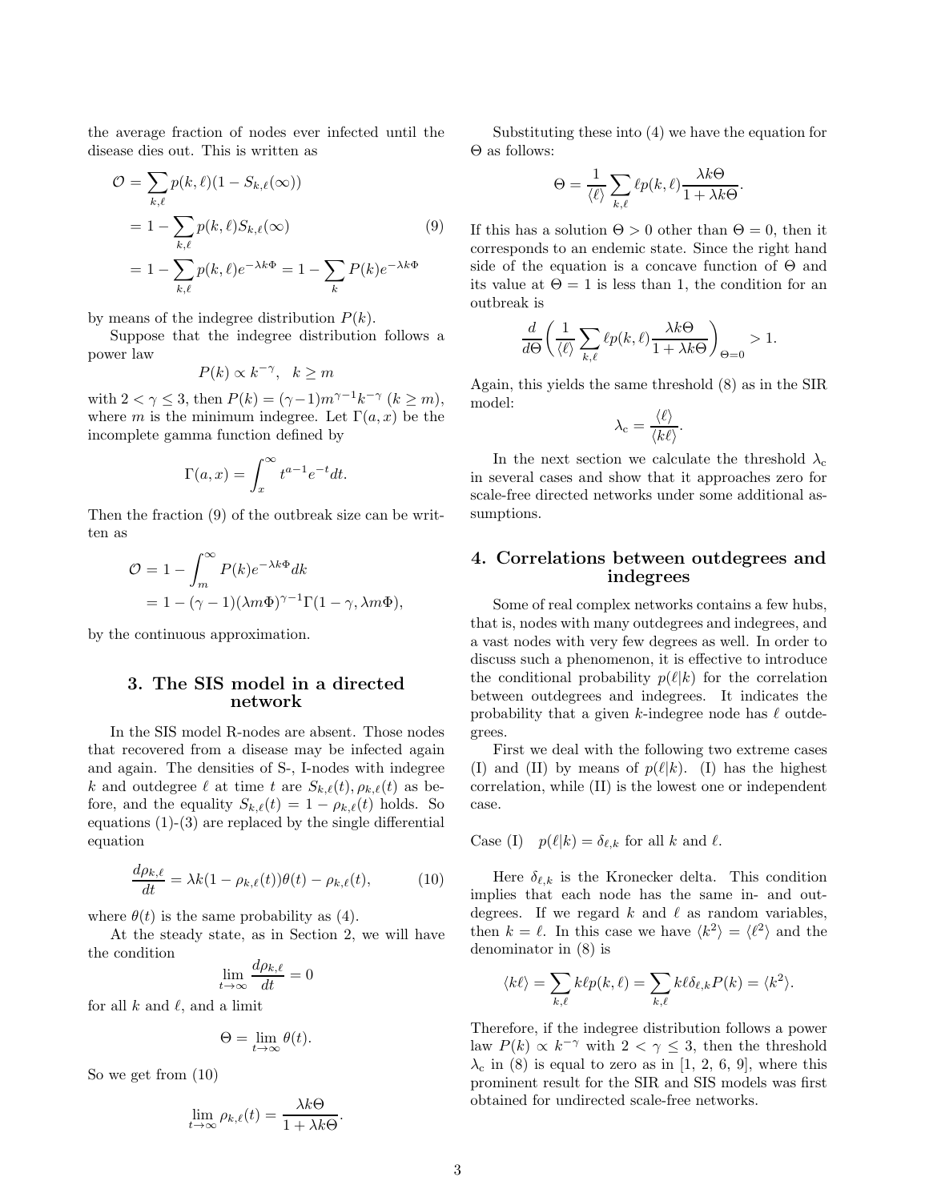the average fraction of nodes ever infected until the disease dies out. This is written as

$$
\begin{aligned}
\mathcal{O} &= \sum_{k,\ell} p(k,\ell)(1 - S_{k,\ell}(\infty)) \\
&= 1 - \sum_{k,\ell} p(k,\ell) S_{k,\ell}(\infty) \qquad (9)\\
&= 1 - \sum_{k,\ell} p(k,\ell) e^{-\lambda k \Phi} = 1 - \sum_{k} P(k) e^{-\lambda k \Phi}
\end{aligned}
$$

by means of the indegree distribution $P(k)$.

Suppose that the indegree distribution follows a power law

$$
P(k) \propto k^{-\gamma}, \quad k \geq m
$$

with $2 < \gamma \leq 3$, then $P(k) = (\gamma - 1) m^{\gamma-1} k^{-\gamma}$ $(k \geq m)$, where $m$ is the minimum indegree. Let $\Gamma(a, x)$ be the incomplete gamma function defined by

$$
\Gamma(a, x) = \int_x^\infty t^{a-1} e^{-t} dt.
$$

Then the fraction (9) of the outbreak size can be written as

$$
\begin{aligned}
\mathcal{O} &= 1 - \int_m^\infty P(k) e^{-\lambda k \Phi} dk \\
&= 1 - (\gamma - 1)(\lambda m \Phi)^{\gamma - 1} \Gamma(1 - \gamma, \lambda m \Phi),
\end{aligned}
$$

by the continuous approximation.

## 3. The SIS model in a directed network

In the SIS model R-nodes are absent. Those nodes that recovered from a disease may be infected again and again. The densities of S-, I-nodes with indegree $k$ and outdegree $\ell$ at time $t$ are $S_{k,\ell}(t), \rho_{k,\ell}(t)$ as before, and the equality $S_{k,\ell}(t) = 1 - \rho_{k,\ell}(t)$ holds. So equations (1)-(3) are replaced by the single differential equation

$$
\frac{d\rho_{k,\ell}}{dt} = \lambda k (1 - \rho_{k,\ell}(t)) \theta(t) - \rho_{k,\ell}(t), \qquad (10)
$$

where $\theta(t)$ is the same probability as (4).

At the steady state, as in Section 2, we will have the condition

$$
\lim_{t \to \infty} \frac{d\rho_{k,\ell}}{dt} = 0
$$

for all $k$ and $\ell$, and a limit

$$
\Theta = \lim_{t \to \infty} \theta(t).
$$

So we get from (10)

$$
\lim_{t \to \infty} \rho_{k,\ell}(t) = \frac{\lambda k \Theta}{1 + \lambda k \Theta}.
$$

Substituting these into (4) we have the equation for $\Theta$ as follows:

$$
\Theta = \frac{1}{\langle \ell \rangle} \sum_{k,\ell} \ell p(k,\ell) \frac{\lambda k \Theta}{1 + \lambda k \Theta}.
$$

If this has a solution $\Theta > 0$ other than $\Theta = 0$, then it corresponds to an endemic state. Since the right hand side of the equation is a concave function of $\Theta$ and its value at $\Theta = 1$ is less than 1, the condition for an outbreak is

$$
\frac{d}{d\Theta} \left( \frac{1}{\langle \ell \rangle} \sum_{k,\ell} \ell p(k,\ell) \frac{\lambda k \Theta}{1 + \lambda k \Theta} \right)_{\Theta = 0} > 1.
$$

Again, this yields the same threshold (8) as in the SIR model:

$$
\lambda_c = \frac{\langle \ell \rangle}{\langle k \ell \rangle}.
$$

In the next section we calculate the threshold $\lambda_c$ in several cases and show that it approaches zero for scale-free directed networks under some additional assumptions.

## 4. Correlations between outdegrees and indegrees

Some of real complex networks contains a few hubs, that is, nodes with many outdegrees and indegrees, and a vast nodes with very few degrees as well. In order to discuss such a phenomenon, it is effective to introduce the conditional probability $p(\ell|k)$ for the correlation between outdegrees and indegrees. It indicates the probability that a given $k$-indegree node has $\ell$ outdegrees.

First we deal with the following two extreme cases (I) and (II) by means of $p(\ell|k)$. (I) has the highest correlation, while (II) is the lowest one or independent case.

Case (I) $\quad p(\ell|k) = \delta_{\ell,k}$ for all $k$ and $\ell$.

Here $\delta_{\ell,k}$ is the Kronecker delta. This condition implies that each node has the same in- and outdegrees. If we regard $k$ and $\ell$ as random variables, then $k = \ell$. In this case we have $\langle k^2 \rangle = \langle \ell^2 \rangle$ and the denominator in (8) is

$$
\langle k \ell \rangle = \sum_{k,\ell} k \ell p(k,\ell) = \sum_{k,\ell} k \ell \delta_{\ell,k} P(k) = \langle k^2 \rangle.
$$

Therefore, if the indegree distribution follows a power law $P(k) \propto k^{-\gamma}$ with $2 < \gamma \leq 3$, then the threshold $\lambda_c$ in (8) is equal to zero as in [1, 2, 6, 9], where this prominent result for the SIR and SIS models was first obtained for undirected scale-free networks.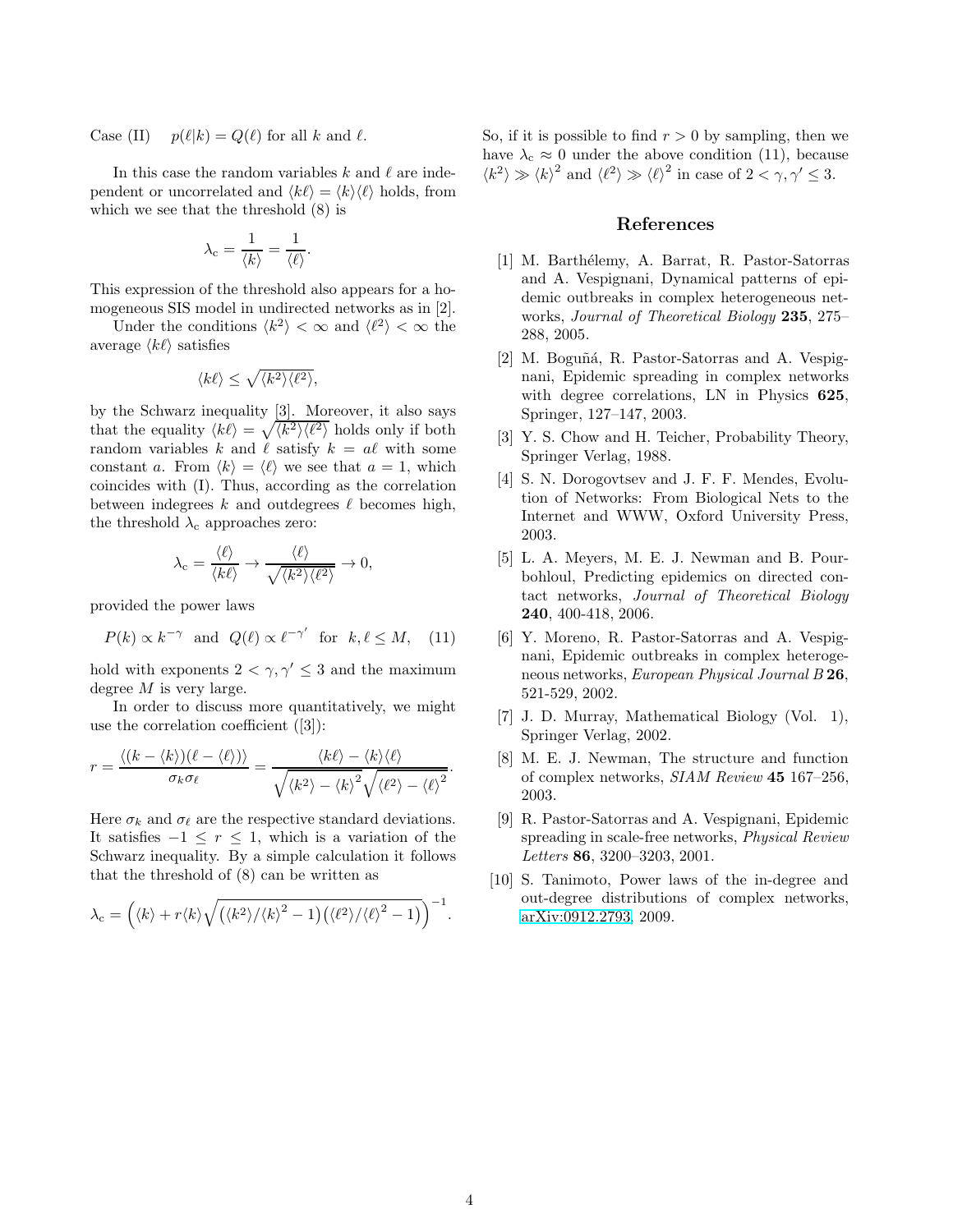Case (II) $\quad p(\ell|k) = Q(\ell)$ for all $k$ and $\ell$.

In this case the random variables $k$ and $\ell$ are independent or uncorrelated and $\langle k\ell\rangle = \langle k\rangle\langle\ell\rangle$ holds, from which we see that the threshold (8) is

$$\lambda_c = \frac{1}{\langle k\rangle} = \frac{1}{\langle\ell\rangle}.$$

This expression of the threshold also appears for a homogeneous SIS model in undirected networks as in [2].

Under the conditions $\langle k^2\rangle < \infty$ and $\langle\ell^2\rangle < \infty$ the average $\langle k\ell\rangle$ satisfies

$$\langle k\ell\rangle \le \sqrt{\langle k^2\rangle\langle\ell^2\rangle},$$

by the Schwarz inequality [3]. Moreover, it also says that the equality $\langle k\ell\rangle = \sqrt{\langle k^2\rangle\langle\ell^2\rangle}$ holds only if both random variables $k$ and $\ell$ satisfy $k = a\ell$ with some constant $a$. From $\langle k\rangle = \langle\ell\rangle$ we see that $a = 1$, which coincides with (I). Thus, according as the correlation between indegrees $k$ and outdegrees $\ell$ becomes high, the threshold $\lambda_c$ approaches zero:

$$\lambda_c = \frac{\langle\ell\rangle}{\langle k\ell\rangle} \to \frac{\langle\ell\rangle}{\sqrt{\langle k^2\rangle\langle\ell^2\rangle}} \to 0,$$

provided the power laws

$$P(k) \propto k^{-\gamma} \;\text{ and }\; Q(\ell) \propto \ell^{-\gamma'} \;\text{ for }\; k, \ell \le M, \quad (11)$$

hold with exponents $2 < \gamma, \gamma' \le 3$ and the maximum degree $M$ is very large.

In order to discuss more quantitatively, we might use the correlation coefficient ([3]):

$$r = \frac{\langle (k - \langle k\rangle)(\ell - \langle\ell\rangle)\rangle}{\sigma_k\sigma_\ell} = \frac{\langle k\ell\rangle - \langle k\rangle\langle\ell\rangle}{\sqrt{\langle k^2\rangle - \langle k\rangle^2}\sqrt{\langle\ell^2\rangle - \langle\ell\rangle^2}}.$$

Here $\sigma_k$ and $\sigma_\ell$ are the respective standard deviations. It satisfies $-1 \le r \le 1$, which is a variation of the Schwarz inequality. By a simple calculation it follows that the threshold of (8) can be written as

$$\lambda_c = \left(\langle k\rangle + r\langle k\rangle\sqrt{\left(\langle k^2\rangle/\langle k\rangle^2 - 1\right)\left(\langle\ell^2\rangle/\langle\ell\rangle^2 - 1\right)}\right)^{-1}.$$

So, if it is possible to find $r > 0$ by sampling, then we have $\lambda_c \approx 0$ under the above condition (11), because $\langle k^2\rangle \gg \langle k\rangle^2$ and $\langle\ell^2\rangle \gg \langle\ell\rangle^2$ in case of $2 < \gamma, \gamma' \le 3$.

## References

[1] M. Barthélemy, A. Barrat, R. Pastor-Satorras and A. Vespignani, Dynamical patterns of epidemic outbreaks in complex heterogeneous networks, *Journal of Theoretical Biology* **235**, 275–288, 2005.

[2] M. Boguñá, R. Pastor-Satorras and A. Vespignani, Epidemic spreading in complex networks with degree correlations, LN in Physics **625**, Springer, 127–147, 2003.

[3] Y. S. Chow and H. Teicher, Probability Theory, Springer Verlag, 1988.

[4] S. N. Dorogovtsev and J. F. F. Mendes, Evolution of Networks: From Biological Nets to the Internet and WWW, Oxford University Press, 2003.

[5] L. A. Meyers, M. E. J. Newman and B. Pourbohloul, Predicting epidemics on directed contact networks, *Journal of Theoretical Biology* **240**, 400-418, 2006.

[6] Y. Moreno, R. Pastor-Satorras and A. Vespignani, Epidemic outbreaks in complex heterogeneous networks, *European Physical Journal B* **26**, 521-529, 2002.

[7] J. D. Murray, Mathematical Biology (Vol. 1), Springer Verlag, 2002.

[8] M. E. J. Newman, The structure and function of complex networks, *SIAM Review* **45** 167–256, 2003.

[9] R. Pastor-Satorras and A. Vespignani, Epidemic spreading in scale-free networks, *Physical Review Letters* **86**, 3200–3203, 2001.

[10] S. Tanimoto, Power laws of the in-degree and out-degree distributions of complex networks, arXiv:0912.2793, 2009.